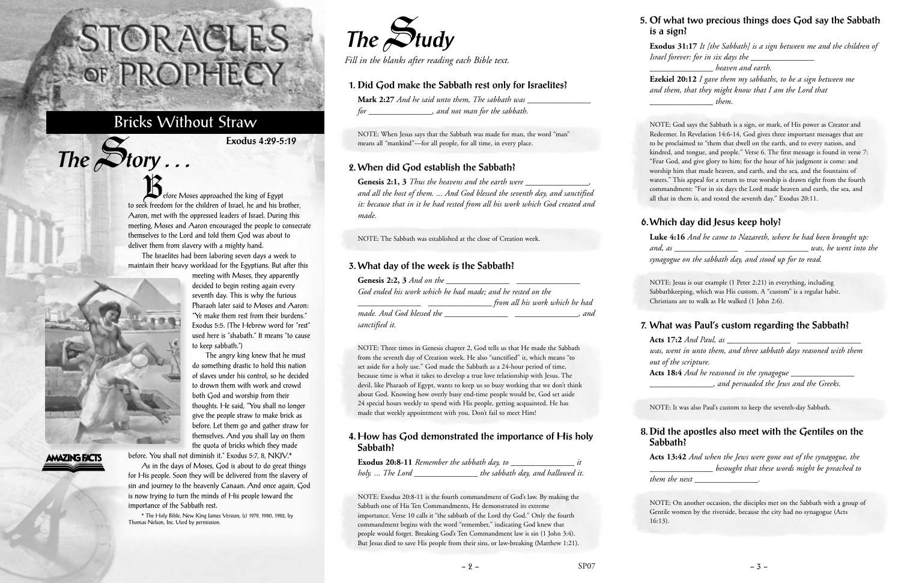# STORACLES OF PROPHECY

## Bricks Without Straw

**Exodus 4:29-5:19**

## The Story . . .

Before Moses approached the king of Egypt to seek freedom for the children of Israel, he and his brother, Aaron, met with the oppressed leaders of Israel. During this meeting, Moses and Aaron encouraged the people to consecrate themselves to the Lord and told them God was about to deliver them from slavery with a mighty hand.

The Israelites had been laboring seven days a week to maintain their heavy workload for the Egyptians. But after this meeting with Moses, they apparently decided to begin resting again every seventh day. This is why the furious Pharaoh later said to Moses and Aaron: "Ye make them rest from their burdens." Exodus 5:5. (The Hebrew word for "rest" used here is "shabath." It means "to cause to keep sabbath.")

The angry king knew that he must do something drastic to hold this nation of slaves under his control, so he decided to drown them with work and crowd both God and worship from their thoughts. He said, "You shall no longer give the people straw to make brick as before. Let them go and gather straw for themselves. And you shall lay on them the quota of bricks which they made before. You shall not diminish it." Exodus 5:7, 8, NKJV.*

As in the days of Moses, God is about to do great things for His people. Soon they will be delivered from the slavery of sin and journey to the heavenly Canaan. And once again, God is now trying to turn the minds of His people toward the importance of the Sabbath rest.

\* The Holy Bible, New King James Version, (c) 1979, 1980, 1982, by Thomas Nelson, Inc. Used by permission.

AMAZING FACTS

## The Study

*Fill in the blanks after reading each Bible text.*

### 1. Did God make the Sabbath rest only for Israelites?

**Mark 2:27** *And he said unto them, The sabbath was _______________ for _______________, and not man for the sabbath.*

NOTE: When Jesus says that the Sabbath was made for man, the word "man" means all "mankind"—for all people, for all time, in every place.

### 2. When did God establish the Sabbath?

**Genesis 2:1, 3** *Thus the heavens and the earth were _______________, and all the host of them. ... And God blessed the seventh day, and sanctified it: because that in it he had rested from all his work which God created and made.*

NOTE: The Sabbath was established at the close of Creation week.

### 3. What day of the week is the Sabbath?

**Genesis 2:2, 3** *And on the _______________ _______________ God ended his work which he had made; and he rested on the _______________ _______________ from all his work which he had made. And God blessed the _______________ _______________, and sanctified it.*

NOTE: Three times in Genesis chapter 2, God tells us that He made the Sabbath from the seventh day of Creation week. He also "sanctified" it, which means "to set aside for a holy use." God made the Sabbath as a 24-hour period of time, because time is what it takes to develop a true love relationship with Jesus. The devil, like Pharaoh of Egypt, wants to keep us so busy working that we don't think about God. Knowing how overly busy end-time people would be, God set aside 24 special hours weekly to spend with His people, getting acquainted. He has made that weekly appointment with you. Don't fail to meet Him!

### 4. How has God demonstrated the importance of His holy Sabbath?

**Exodus 20:8-11** *Remember the sabbath day, to _______________ it holy. ... The Lord _______________ the sabbath day, and hallowed it.*

NOTE: Exodus 20:8-11 is the fourth commandment of God's law. By making the Sabbath one of His Ten Commandments, He demonstrated its extreme importance. Verse 10 calls it "the sabbath of the Lord thy God." Only the fourth commandment begins with the word "remember," indicating God knew that people would forget. Breaking God's Ten Commandment law is sin (1 John 3:4). But Jesus died to save His people from their sins, or law-breaking (Matthew 1:21).

### 5. Of what two precious things does God say the Sabbath is a sign?

**Exodus 31:17** *It [the Sabbath] is a sign between me and the children of Israel forever: for in six days the _______________ _______________ heaven and earth.*

**Ezekiel 20:12** *I gave them my sabbaths, to be a sign between me and them, that they might know that I am the Lord that _______________ them.*

NOTE: God says the Sabbath is a sign, or mark, of His power as Creator and Redeemer. In Revelation 14:6-14, God gives three important messages that are to be proclaimed to "them that dwell on the earth, and to every nation, and kindred, and tongue, and people." Verse 6. The first message is found in verse 7: "Fear God, and give glory to him; for the hour of his judgment is come: and worship him that made heaven, and earth, and the sea, and the fountains of waters." This appeal for a return to true worship is drawn right from the fourth commandment: "For in six days the Lord made heaven and earth, the sea, and all that in them is, and rested the seventh day." Exodus 20:11.

### 6. Which day did Jesus keep holy?

**Luke 4:16** *And he came to Nazareth, where he had been brought up: and, as _______________ _______________ was, he went into the synagogue on the sabbath day, and stood up for to read.*

NOTE: Jesus is our example (1 Peter 2:21) in everything, including Sabbathkeeping, which was His custom. A "custom" is a regular habit. Christians are to walk as He walked (1 John 2:6).

### 7. What was Paul's custom regarding the Sabbath?

**Acts 17:2** *And Paul, as _______________ _______________ was, went in unto them, and three sabbath days reasoned with them out of the scripture.*

**Acts 18:4** *And he reasoned in the synagogue _______________ _______________, and persuaded the Jews and the Greeks.*

NOTE: It was also Paul's custom to keep the seventh-day Sabbath.

### 8. Did the apostles also meet with the Gentiles on the Sabbath?

**Acts 13:42** *And when the Jews were gone out of the synagogue, the _______________ besought that these words might be preached to them the next _______________.*

NOTE: On another occasion, the disciples met on the Sabbath with a group of Gentile women by the riverside, because the city had no synagogue (Acts 16:13).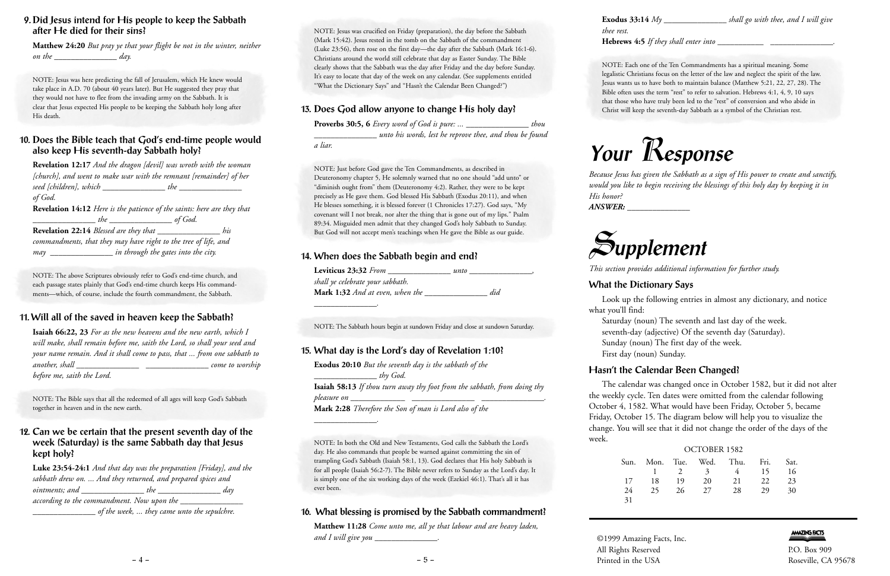### 9. Did Jesus intend for His people to keep the Sabbath after He died for their sins?

**Matthew 24:20** *But pray ye that your flight be not in the winter, neither on the _______________ day.*

NOTE: Jesus was here predicting the fall of Jerusalem, which He knew would take place in A.D. 70 (about 40 years later). But He suggested they pray that they would not have to flee from the invading army on the Sabbath. It is clear that Jesus expected His people to be keeping the Sabbath holy long after His death.

### 10. Does the Bible teach that God's end-time people would also keep His seventh-day Sabbath holy?

**Revelation 12:17** *And the dragon [devil] was wroth with the woman [church], and went to make war with the remnant [remainder] of her seed [children], which _______________ the _______________ of God.*

**Revelation 14:12** *Here is the patience of the saints: here are they that _______________ the _______________ of God.*

**Revelation 22:14** *Blessed are they that _______________ his commandments, that they may have right to the tree of life, and may _______________ in through the gates into the city.*

NOTE: The above Scriptures obviously refer to God's end-time church, and each passage states plainly that God's end-time church keeps His commandments—which, of course, include the fourth commandment, the Sabbath.

### 11. Will all of the saved in heaven keep the Sabbath?

**Isaiah 66:22, 23** *For as the new heavens and the new earth, which I will make, shall remain before me, saith the Lord, so shall your seed and your name remain. And it shall come to pass, that ... from one sabbath to another, shall _______________ _______________ come to worship before me, saith the Lord.*

NOTE: The Bible says that all the redeemed of all ages will keep God's Sabbath together in heaven and in the new earth.

### 12. Can we be certain that the present seventh day of the week (Saturday) is the same Sabbath day that Jesus kept holy?

**Luke 23:54-24:1** *And that day was the preparation [Friday], and the sabbath drew on. ... And they returned, and prepared spices and ointments; and _______________ the _______________ day according to the commandment. Now upon the _______________ _______________ of the week, ... they came unto the sepulchre.*

NOTE: Jesus was crucified on Friday (preparation), the day before the Sabbath (Mark 15:42). Jesus rested in the tomb on the Sabbath of the commandment (Luke 23:56), then rose on the first day—the day after the Sabbath (Mark 16:1-6). Christians around the world still celebrate that day as Easter Sunday. The Bible clearly shows that the Sabbath was the day after Friday and the day before Sunday. It's easy to locate that day of the week on any calendar. (See supplements entitled "What the Dictionary Says" and "Hasn't the Calendar Been Changed?")

### 13. Does God allow anyone to change His holy day?

**Proverbs 30:5, 6** *Every word of God is pure: ... _______________ thou _______________ unto his words, lest he reprove thee, and thou be found a liar.*

NOTE: Just before God gave the Ten Commandments, as described in Deuteronomy chapter 5, He solemnly warned that no one should "add unto" or "diminish ought from" them (Deuteronomy 4:2). Rather, they were to be kept precisely as He gave them. God blessed His Sabbath (Exodus 20:11), and when He blesses something, it is blessed forever (1 Chronicles 17:27). God says, "My covenant will I not break, nor alter the thing that is gone out of my lips." Psalm 89:34. Misguided men admit that they changed God's holy Sabbath to Sunday. But God will not accept men's teachings when He gave the Bible as our guide.

### 14. When does the Sabbath begin and end?

**Leviticus 23:32** *From _______________ unto _______________, shall ye celebrate your sabbath.*

**Mark 1:32** *And at even, when the _______________ did _______________.*

NOTE: The Sabbath hours begin at sundown Friday and close at sundown Saturday.

### 15. What day is the Lord's day of Revelation 1:10?

**Exodus 20:10** *But the seventh day is the sabbath of the _______________ thy God.*

**Isaiah 58:13** *If thou turn away thy foot from the sabbath, from doing thy pleasure on _______________ _______________ _______________.*

**Mark 2:28** *Therefore the Son of man is Lord also of the _______________.*

NOTE: In both the Old and New Testaments, God calls the Sabbath the Lord's day. He also commands that people be warned against committing the sin of trampling God's Sabbath (Isaiah 58:1, 13). God declares that His holy Sabbath is for all people (Isaiah 56:2-7). The Bible never refers to Sunday as the Lord's day. It is simply one of the six working days of the week (Ezekiel 46:1). That's all it has ever been.

### 16. What blessing is promised by the Sabbath commandment?

**Matthew 11:28** *Come unto me, all ye that labour and are heavy laden, and I will give you _______________.*

**Exodus 33:14** *My _______________ shall go with thee, and I will give thee rest.*

**Hebrews 4:5** *If they shall enter into _______________ _______________.*

NOTE: Each one of the Ten Commandments has a spiritual meaning. Some legalistic Christians focus on the letter of the law and neglect the spirit of the law. Jesus wants us to have both to maintain balance (Matthew 5:21, 22, 27, 28). The Bible often uses the term "rest" to refer to salvation. Hebrews 4:1, 4, 9, 10 says that those who have truly been led to the "rest" of conversion and who abide in Christ will keep the seventh-day Sabbath as a symbol of the Christian rest.

# Your Response

*Because Jesus has given the Sabbath as a sign of His power to create and sanctify, would you like to begin receiving the blessings of this holy day by keeping it in His honor?*

***ANSWER:*** _______________

# Supplement

*This section provides additional information for further study.*

### What the Dictionary Says

Look up the following entries in almost any dictionary, and notice what you'll find:

Saturday (noun) The seventh and last day of the week.
seventh-day (adjective) Of the seventh day (Saturday).
Sunday (noun) The first day of the week.
First day (noun) Sunday.

### Hasn't the Calendar Been Changed?

The calendar was changed once in October 1582, but it did not alter the weekly cycle. Ten dates were omitted from the calendar following October 4, 1582. What would have been Friday, October 5, became Friday, October 15. The diagram below will help you to visualize the change. You will see that it did not change the order of the days of the week.

OCTOBER 1582

| Sun. | Mon. | Tue. | Wed. | Thu. | Fri. | Sat. |
|---|---|---|---|---|---|---|
| | 1 | 2 | 3 | 4 | 15 | 16 |
| 17 | 18 | 19 | 20 | 21 | 22 | 23 |
| 24 | 25 | 26 | 27 | 28 | 29 | 30 |
| 31 | | | | | | |

©1999 Amazing Facts, Inc.
All Rights Reserved
Printed in the USA

AMAZING FACTS
P.O. Box 909
Roseville, CA 95678